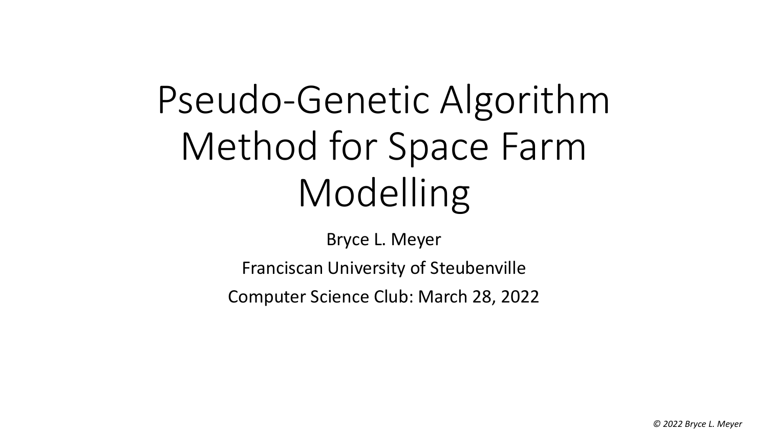# Pseudo-Genetic Algorithm Method for Space Farm Modelling

Bryce L. Meyer

Franciscan University of Steubenville

Computer Science Club: March 28, 2022

*© 2022 Bryce L. Meyer*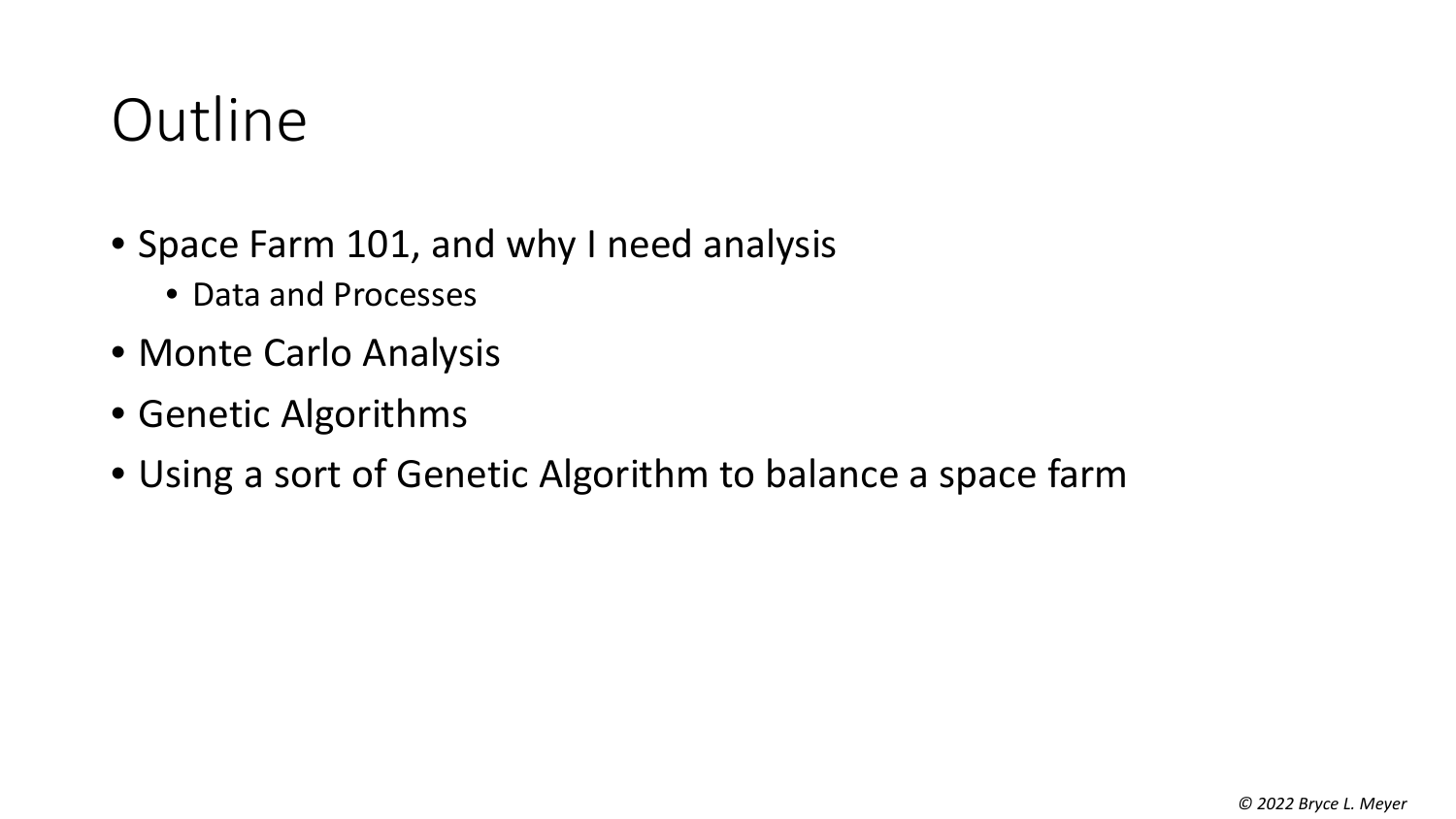# Outline

- Space Farm 101, and why I need analysis
  - Data and Processes
- Monte Carlo Analysis
- Genetic Algorithms
- Using a sort of Genetic Algorithm to balance a space farm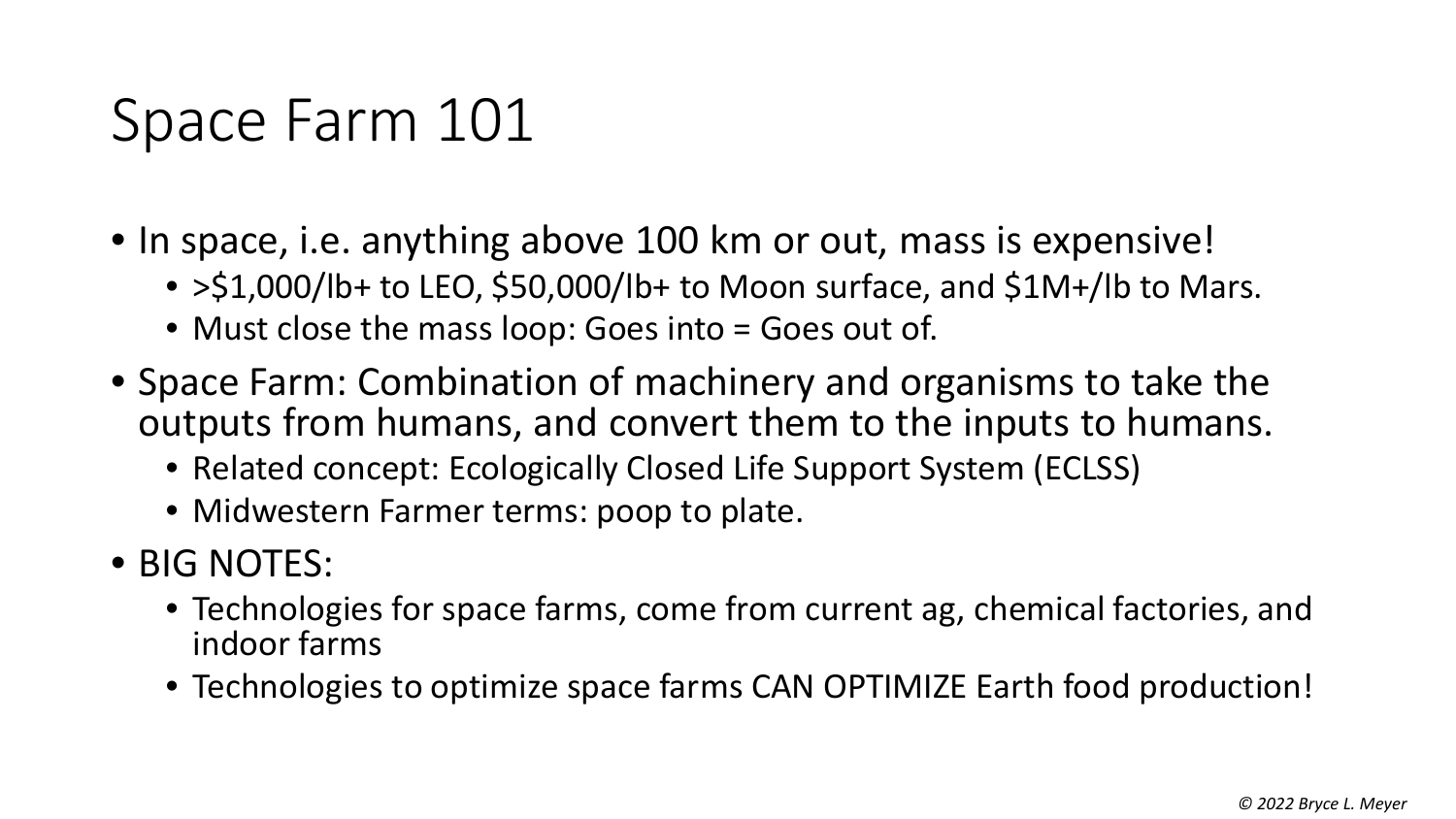# Space Farm 101

- In space, i.e. anything above 100 km or out, mass is expensive!
  - >$1,000/lb+ to LEO, $50,000/lb+ to Moon surface, and $1M+/lb to Mars.
  - Must close the mass loop: Goes into = Goes out of.
- Space Farm: Combination of machinery and organisms to take the outputs from humans, and convert them to the inputs to humans.
  - Related concept: Ecologically Closed Life Support System (ECLSS)
  - Midwestern Farmer terms: poop to plate.
- BIG NOTES:
  - Technologies for space farms, come from current ag, chemical factories, and indoor farms
  - Technologies to optimize space farms CAN OPTIMIZE Earth food production!

*© 2022 Bryce L. Meyer*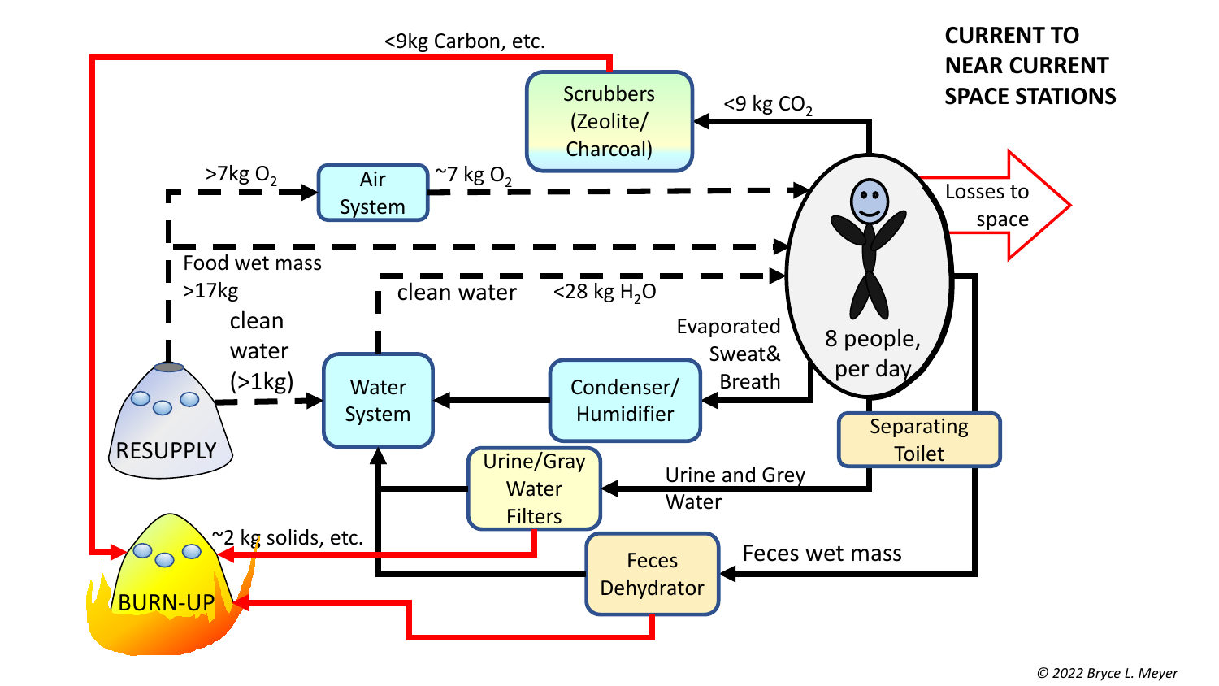# CURRENT TO NEAR CURRENT SPACE STATIONS

- Resupply → Air System: >7kg $O_2$
- Air System → 8 people, per day: ~7 kg $O_2$
- Resupply → 8 people, per day: Food wet mass >17kg
- Resupply → Water System: clean water (>1kg)
- Water System → 8 people, per day: clean water <28 kg $H_2O$
- 8 people, per day → Scrubbers (Zeolite/ Charcoal): <9 kg $CO_2$
- Scrubbers (Zeolite/ Charcoal) → Burn-up: <9kg Carbon, etc.
- 8 people, per day → Losses to space
- 8 people, per day → Condenser/ Humidifier: Evaporated Sweat& Breath
- Condenser/ Humidifier → Water System
- 8 people, per day → Separating Toilet
- Separating Toilet → Urine/Gray Water Filters: Urine and Grey Water
- Urine/Gray Water Filters → Water System
- Urine/Gray Water Filters → Burn-up: ~2 kg solids, etc.
- Separating Toilet → Feces Dehydrator: Feces wet mass
- Feces Dehydrator → Water System
- Feces Dehydrator → Burn-up

© 2022 Bryce L. Meyer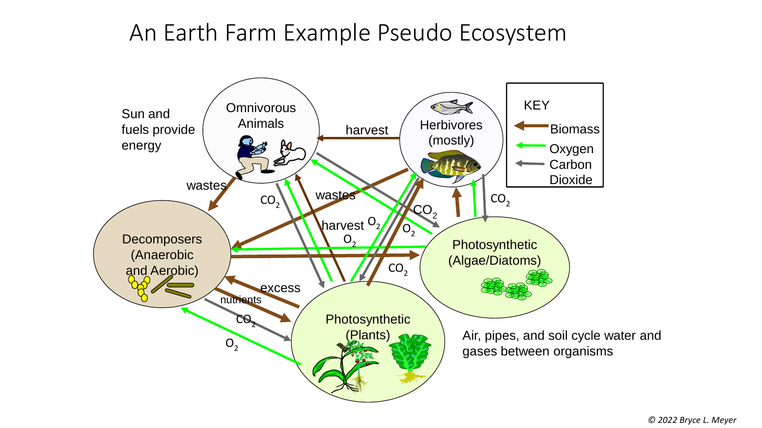# An Earth Farm Example Pseudo Ecosystem

Sun and fuels provide energy

Omnivorous Animals

Herbivores (mostly)

KEY

- Biomass
- Oxygen
- Carbon Dioxide

harvest

wastes

$CO_2$

wastes

$CO_2$

$CO_2$

harvest $O_2$

$O_2$

$O_2$

Decomposers (Anaerobic and Aerobic)

Photosynthetic (Algae/Diatoms)

$CO_2$

excess

nutrients

$CO_2$

$O_2$

Photosynthetic (Plants)

Air, pipes, and soil cycle water and gases between organisms

*© 2022 Bryce L. Meyer*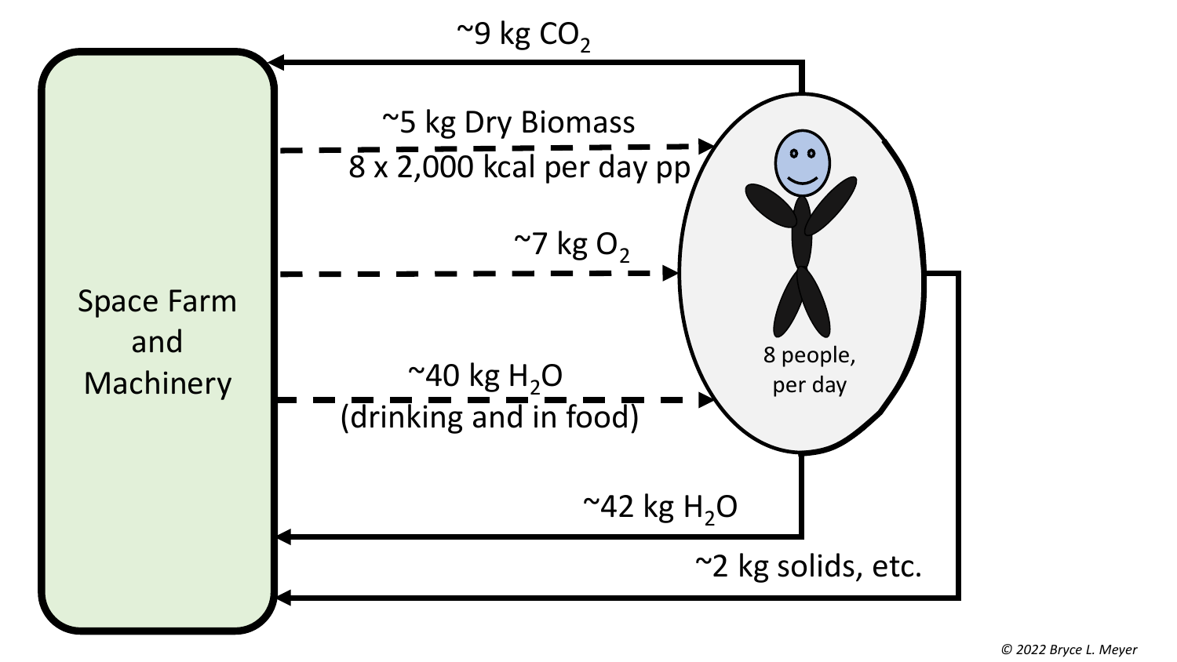Space Farm and Machinery

~9 kg $CO_2$

~5 kg Dry Biomass

8 x 2,000 kcal per day pp

~7 kg $O_2$

~40 kg $H_2O$ (drinking and in food)

~42 kg $H_2O$

~2 kg solids, etc.

8 people, per day

© 2022 Bryce L. Meyer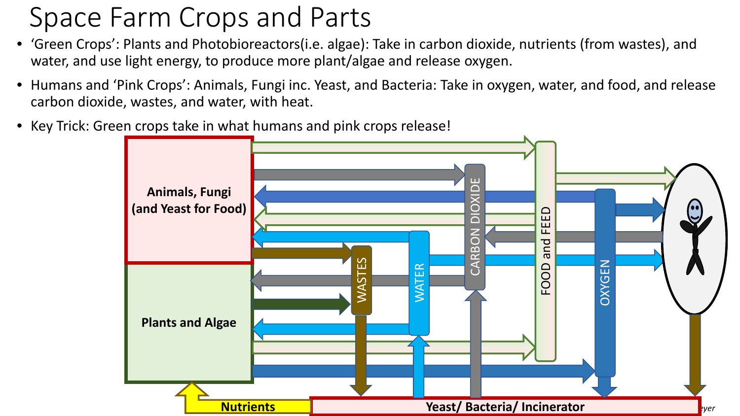# Space Farm Crops and Parts

- 'Green Crops': Plants and Photobioreactors(i.e. algae): Take in carbon dioxide, nutrients (from wastes), and water, and use light energy, to produce more plant/algae and release oxygen.
- Humans and 'Pink Crops': Animals, Fungi inc. Yeast, and Bacteria: Take in oxygen, water, and food, and release carbon dioxide, wastes, and water, with heat.
- Key Trick: Green crops take in what humans and pink crops release!

Animals, Fungi (and Yeast for Food)

Plants and Algae

WASTES

WATER

CARBON DIOXIDE

FOOD and FEED

OXYGEN

Nutrients

Yeast/ Bacteria/ Incinerator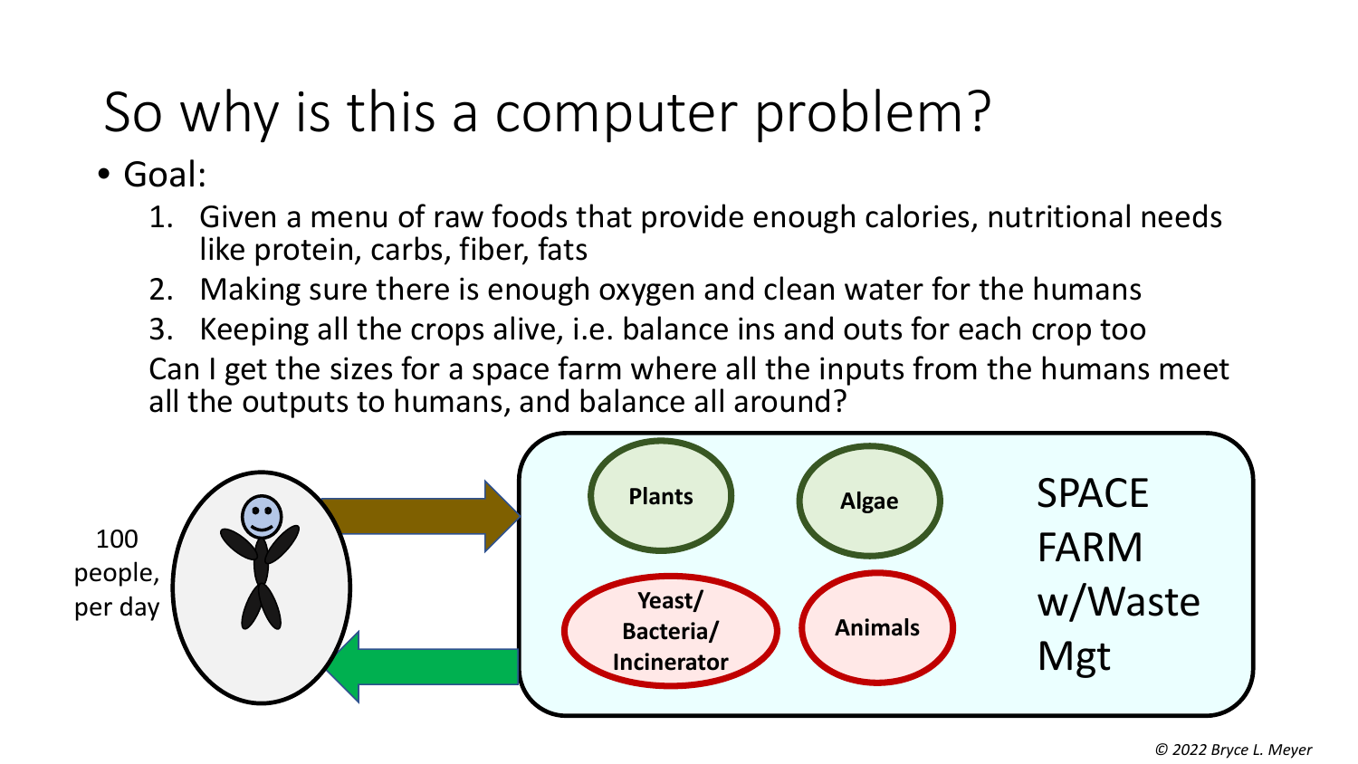# So why is this a computer problem?

- Goal:
  1. Given a menu of raw foods that provide enough calories, nutritional needs like protein, carbs, fiber, fats
  2. Making sure there is enough oxygen and clean water for the humans
  3. Keeping all the crops alive, i.e. balance ins and outs for each crop too

  Can I get the sizes for a space farm where all the inputs from the humans meet all the outputs to humans, and balance all around?

100 people, per day

**Plants**

**Algae**

**Yeast/ Bacteria/ Incinerator**

**Animals**

SPACE FARM w/Waste Mgt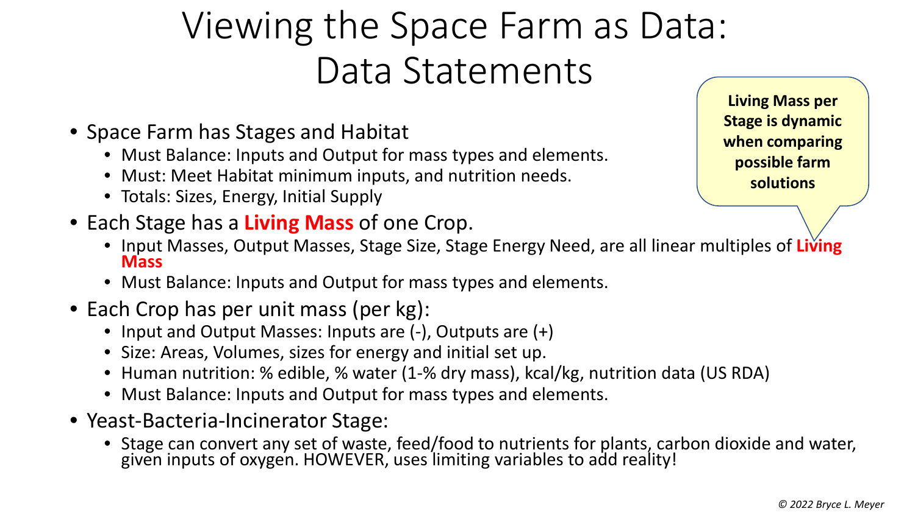# Viewing the Space Farm as Data: Data Statements

> **Living Mass per Stage is dynamic when comparing possible farm solutions**

- Space Farm has Stages and Habitat
  - Must Balance: Inputs and Output for mass types and elements.
  - Must: Meet Habitat minimum inputs, and nutrition needs.
  - Totals: Sizes, Energy, Initial Supply
- Each Stage has a **Living Mass** of one Crop.
  - Input Masses, Output Masses, Stage Size, Stage Energy Need, are all linear multiples of **Living Mass**
  - Must Balance: Inputs and Output for mass types and elements.
- Each Crop has per unit mass (per kg):
  - Input and Output Masses: Inputs are (-), Outputs are (+)
  - Size: Areas, Volumes, sizes for energy and initial set up.
  - Human nutrition: % edible, % water (1-% dry mass), kcal/kg, nutrition data (US RDA)
  - Must Balance: Inputs and Output for mass types and elements.
- Yeast-Bacteria-Incinerator Stage:
  - Stage can convert any set of waste, feed/food to nutrients for plants, carbon dioxide and water, given inputs of oxygen. HOWEVER, uses limiting variables to add reality!

*© 2022 Bryce L. Meyer*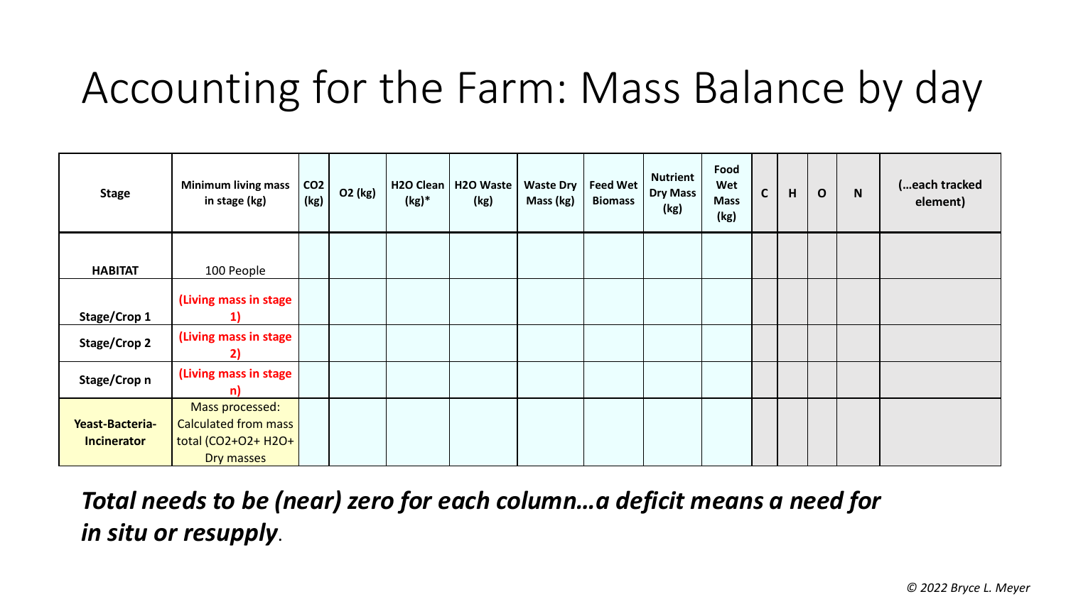# Accounting for the Farm: Mass Balance by day

| Stage | Minimum living mass in stage (kg) | $CO_2$ (kg) | $O_2$ (kg) | $H_2O$ Clean (kg)* | $H_2O$ Waste (kg) | Waste Dry Mass (kg) | Feed Wet Biomass | Nutrient Dry Mass (kg) | Food Wet Mass (kg) | C | H | O | N | (…each tracked element) |
|---|---|---|---|---|---|---|---|---|---|---|---|---|---|---|
| **HABITAT** | 100 People | | | | | | | | | | | | | |
| **Stage/Crop 1** | **(Living mass in stage 1)** | | | | | | | | | | | | | |
| **Stage/Crop 2** | **(Living mass in stage 2)** | | | | | | | | | | | | | |
| **Stage/Crop n** | **(Living mass in stage n)** | | | | | | | | | | | | | |
| **Yeast-Bacteria-Incinerator** | Mass processed: Calculated from mass total ($CO_2$+$O_2$+ $H_2O$+ Dry masses | | | | | | | | | | | | | |

***Total needs to be (near) zero for each column…a deficit means a need for in situ or resupply***.

*© 2022 Bryce L. Meyer*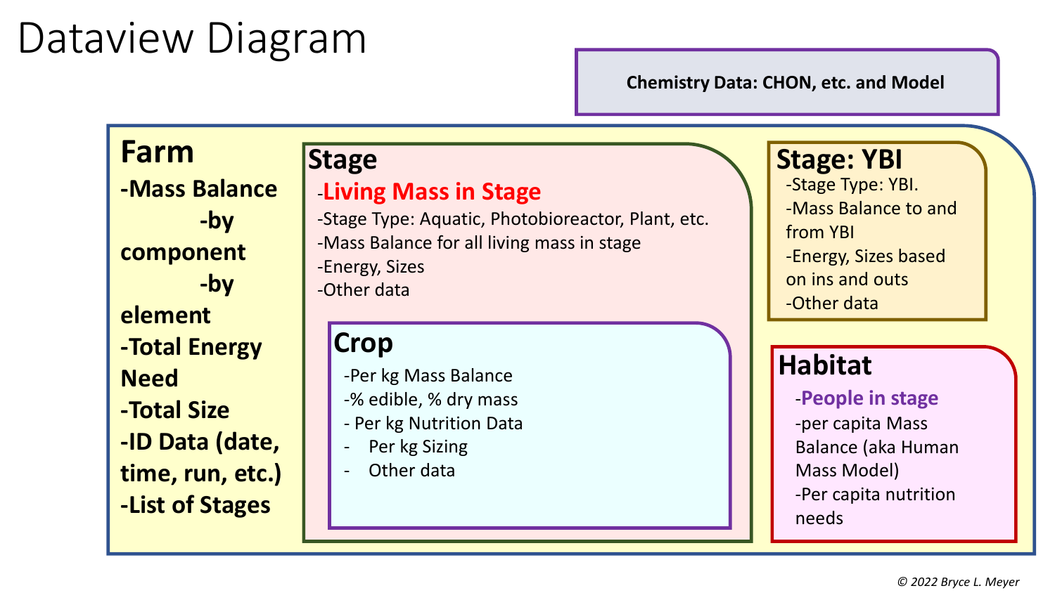# Dataview Diagram

**Chemistry Data: CHON, etc. and Model**

## Farm

- **Mass Balance**
  - **by component**
  - **by element**
- **Total Energy Need**
- **Total Size**
- **ID Data (date, time, run, etc.)**
- **List of Stages**

## Stage

- **Living Mass in Stage**
- Stage Type: Aquatic, Photobioreactor, Plant, etc.
- Mass Balance for all living mass in stage
- Energy, Sizes
- Other data

### Crop

- Per kg Mass Balance
- % edible, % dry mass
- Per kg Nutrition Data
- Per kg Sizing
- Other data

## Stage: YBI

- Stage Type: YBI.
- Mass Balance to and from YBI
- Energy, Sizes based on ins and outs
- Other data

## Habitat

- **People in stage**
- per capita Mass Balance (aka Human Mass Model)
- Per capita nutrition needs

*© 2022 Bryce L. Meyer*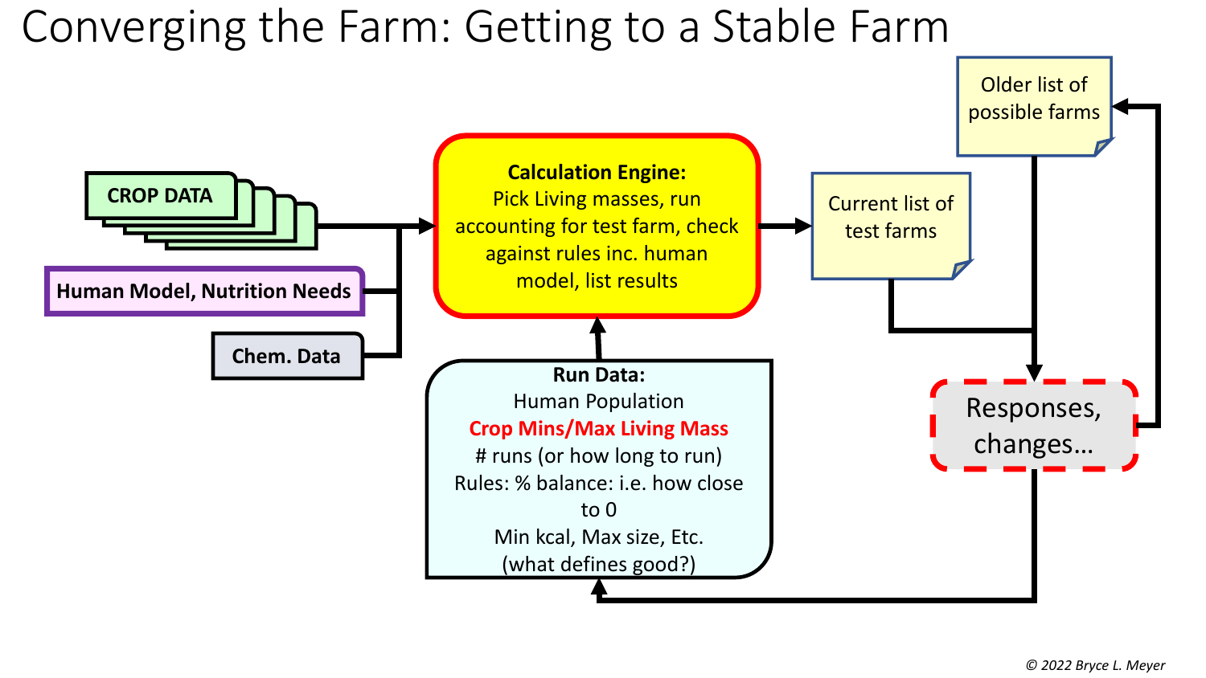# Converging the Farm: Getting to a Stable Farm

**CROP DATA**

**Human Model, Nutrition Needs**

**Chem. Data**

**Calculation Engine:**
Pick Living masses, run accounting for test farm, check against rules inc. human model, list results

Current list of test farms

Older list of possible farms

Responses, changes…

**Run Data:**
Human Population
**Crop Mins/Max Living Mass**
# runs (or how long to run)
Rules: % balance: i.e. how close to 0
Min kcal, Max size, Etc.
(what defines good?)

*© 2022 Bryce L. Meyer*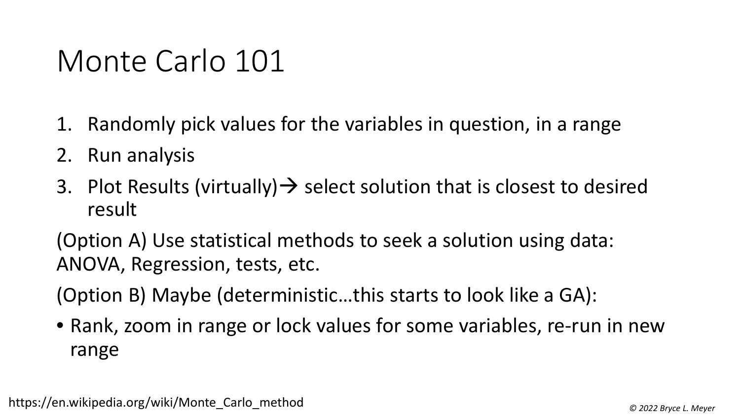# Monte Carlo 101

1. Randomly pick values for the variables in question, in a range
2. Run analysis
3. Plot Results (virtually)→ select solution that is closest to desired result

(Option A) Use statistical methods to seek a solution using data: ANOVA, Regression, tests, etc.

(Option B) Maybe (deterministic…this starts to look like a GA):

- Rank, zoom in range or lock values for some variables, re-run in new range

https://en.wikipedia.org/wiki/Monte_Carlo_method

*© 2022 Bryce L. Meyer*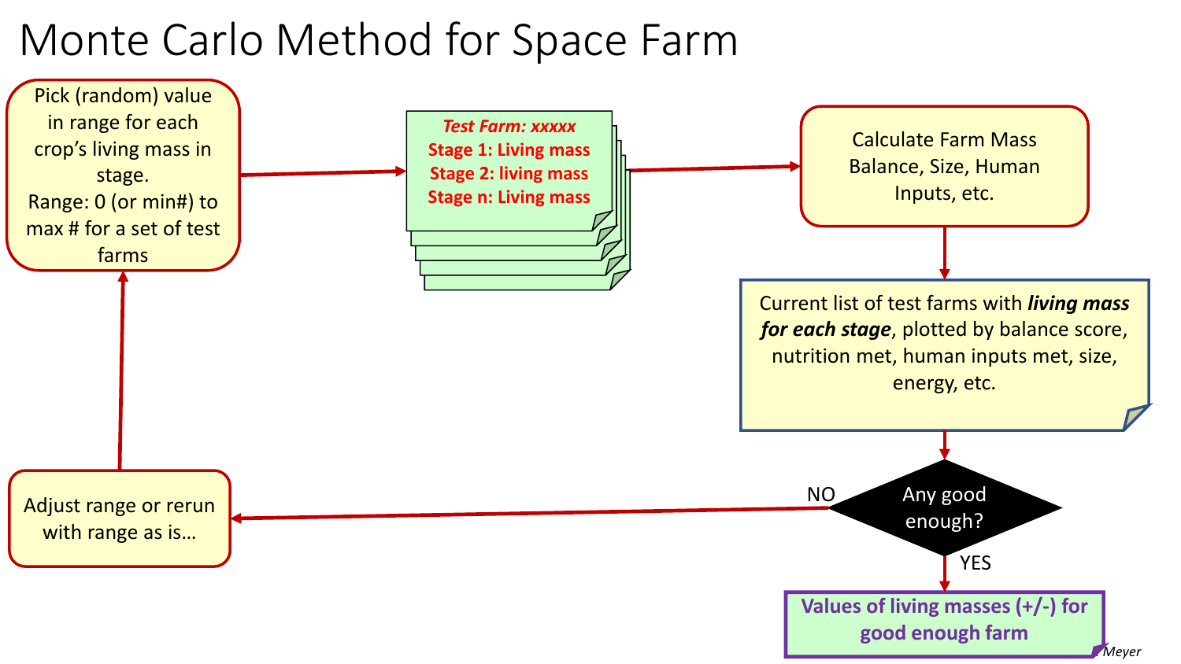# Monte Carlo Method for Space Farm

Pick (random) value in range for each crop's living mass in stage.
Range: 0 (or min#) to max # for a set of test farms

***Test Farm: xxxxx***
**Stage 1: Living mass**
**Stage 2: living mass**
**Stage n: Living mass**

Calculate Farm Mass Balance, Size, Human Inputs, etc.

Current list of test farms with ***living mass for each stage***, plotted by balance score, nutrition met, human inputs met, size, energy, etc.

Any good enough?

NO

Adjust range or rerun with range as is…

YES

**Values of living masses (+/-) for good enough farm**

Meyer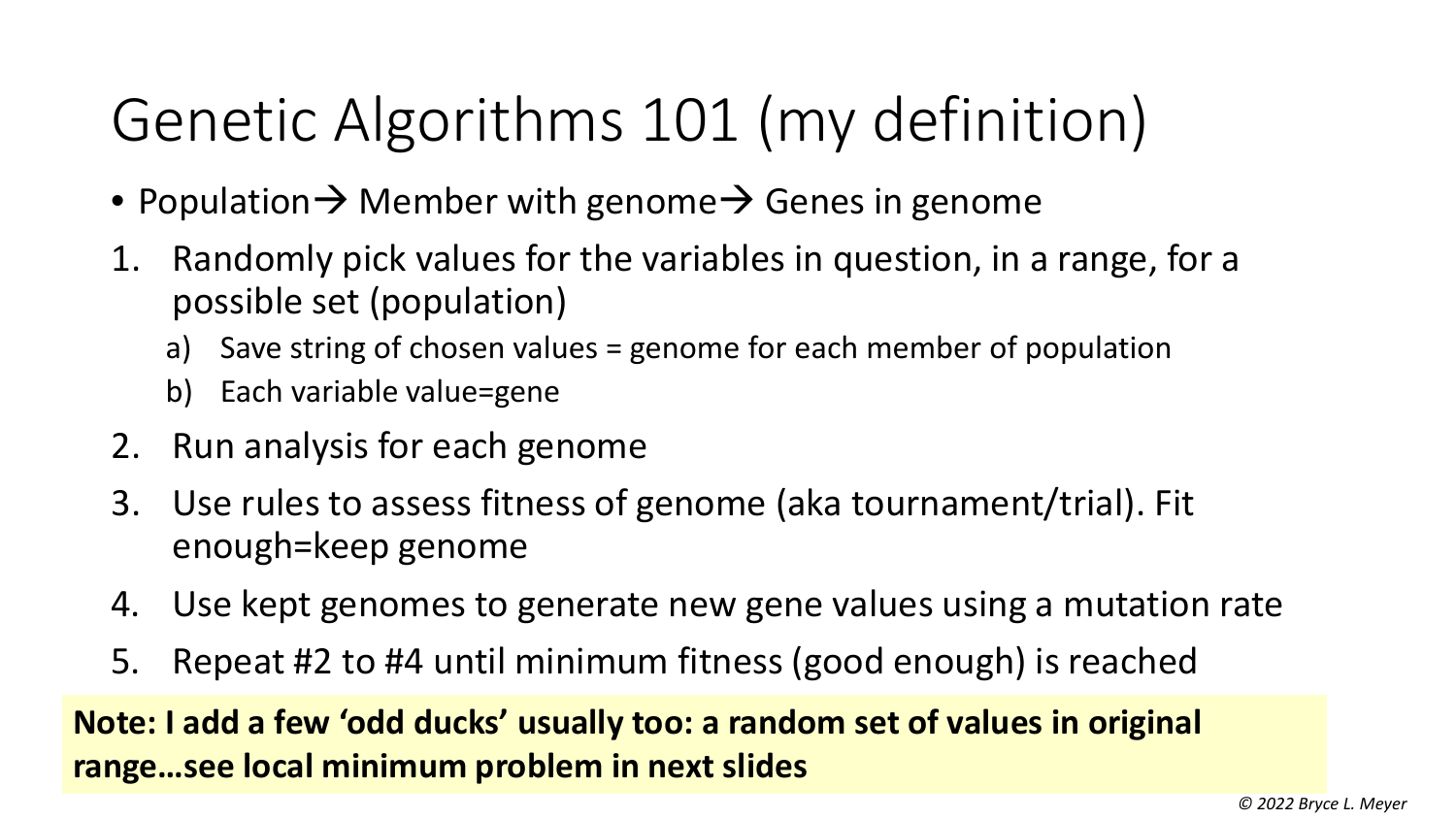# Genetic Algorithms 101 (my definition)

- Population→ Member with genome→ Genes in genome

1. Randomly pick values for the variables in question, in a range, for a possible set (population)
   a) Save string of chosen values = genome for each member of population
   b) Each variable value=gene
2. Run analysis for each genome
3. Use rules to assess fitness of genome (aka tournament/trial). Fit enough=keep genome
4. Use kept genomes to generate new gene values using a mutation rate
5. Repeat #2 to #4 until minimum fitness (good enough) is reached

**Note: I add a few 'odd ducks' usually too: a random set of values in original range…see local minimum problem in next slides**

*© 2022 Bryce L. Meyer*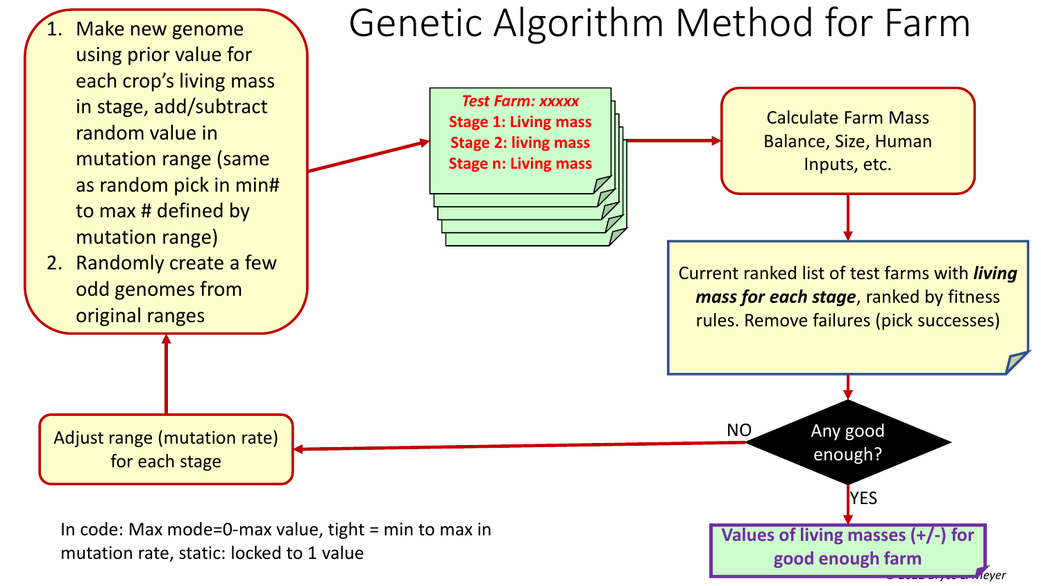# Genetic Algorithm Method for Farm

1. Make new genome using prior value for each crop's living mass in stage, add/subtract random value in mutation range (same as random pick in min# to max # defined by mutation range)
2. Randomly create a few odd genomes from original ranges

***Test Farm: xxxxx***
**Stage 1: Living mass**
**Stage 2: living mass**
**Stage n: Living mass**

Calculate Farm Mass Balance, Size, Human Inputs, etc.

Current ranked list of test farms with ***living mass for each stage***, ranked by fitness rules. Remove failures (pick successes)

Any good enough?

NO

Adjust range (mutation rate) for each stage

YES

**Values of living masses (+/-) for good enough farm**

In code: Max mode=0-max value, tight = min to max in mutation rate, static: locked to 1 value

© 2022 Bryce L. Meyer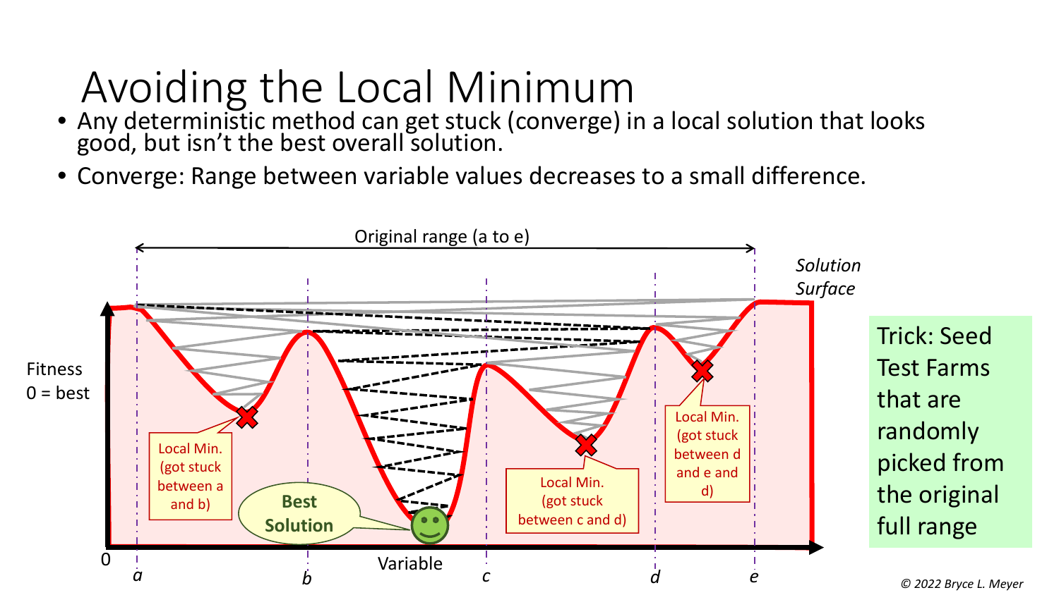# Avoiding the Local Minimum

- Any deterministic method can get stuck (converge) in a local solution that looks good, but isn't the best overall solution.
- Converge: Range between variable values decreases to a small difference.

Original range (a to e)

*Solution Surface*

Fitness
0 = best

Local Min. (got stuck between a and b)

Best Solution

Local Min. (got stuck between c and d)

Local Min. (got stuck between d and e and d)

0 *a* *b* Variable *c* *d* *e*

Trick: Seed Test Farms that are randomly picked from the original full range

*© 2022 Bryce L. Meyer*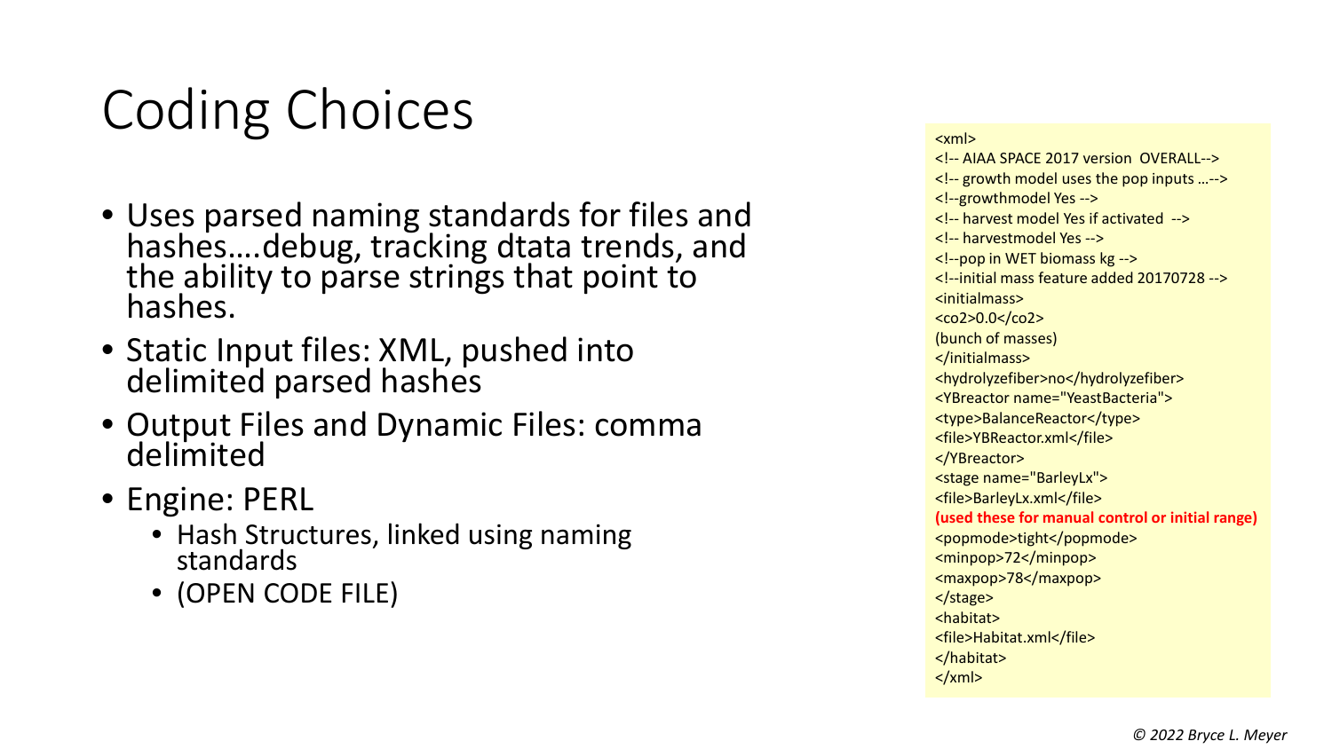# Coding Choices

- Uses parsed naming standards for files and hashes….debug, tracking dtata trends, and the ability to parse strings that point to hashes.
- Static Input files: XML, pushed into delimited parsed hashes
- Output Files and Dynamic Files: comma delimited
- Engine: PERL
  - Hash Structures, linked using naming standards
  - (OPEN CODE FILE)

```
<xml>
<!-- AIAA SPACE 2017 version  OVERALL-->
<!-- growth model uses the pop inputs …-->
<!--growthmodel Yes -->
<!-- harvest model Yes if activated  -->
<!-- harvestmodel Yes -->
<!--pop in WET biomass kg -->
<!--initial mass feature added 20170728 -->
<initialmass>
<co2>0.0</co2>
(bunch of masses)
</initialmass>
<hydrolyzefiber>no</hydrolyzefiber>
<YBreactor name="YeastBacteria">
<type>BalanceReactor</type>
<file>YBReactor.xml</file>
</YBreactor>
<stage name="BarleyLx">
<file>BarleyLx.xml</file>
(used these for manual control or initial range)
<popmode>tight</popmode>
<minpop>72</minpop>
<maxpop>78</maxpop>
</stage>
<habitat>
<file>Habitat.xml</file>
</habitat>
</xml>
```

*© 2022 Bryce L. Meyer*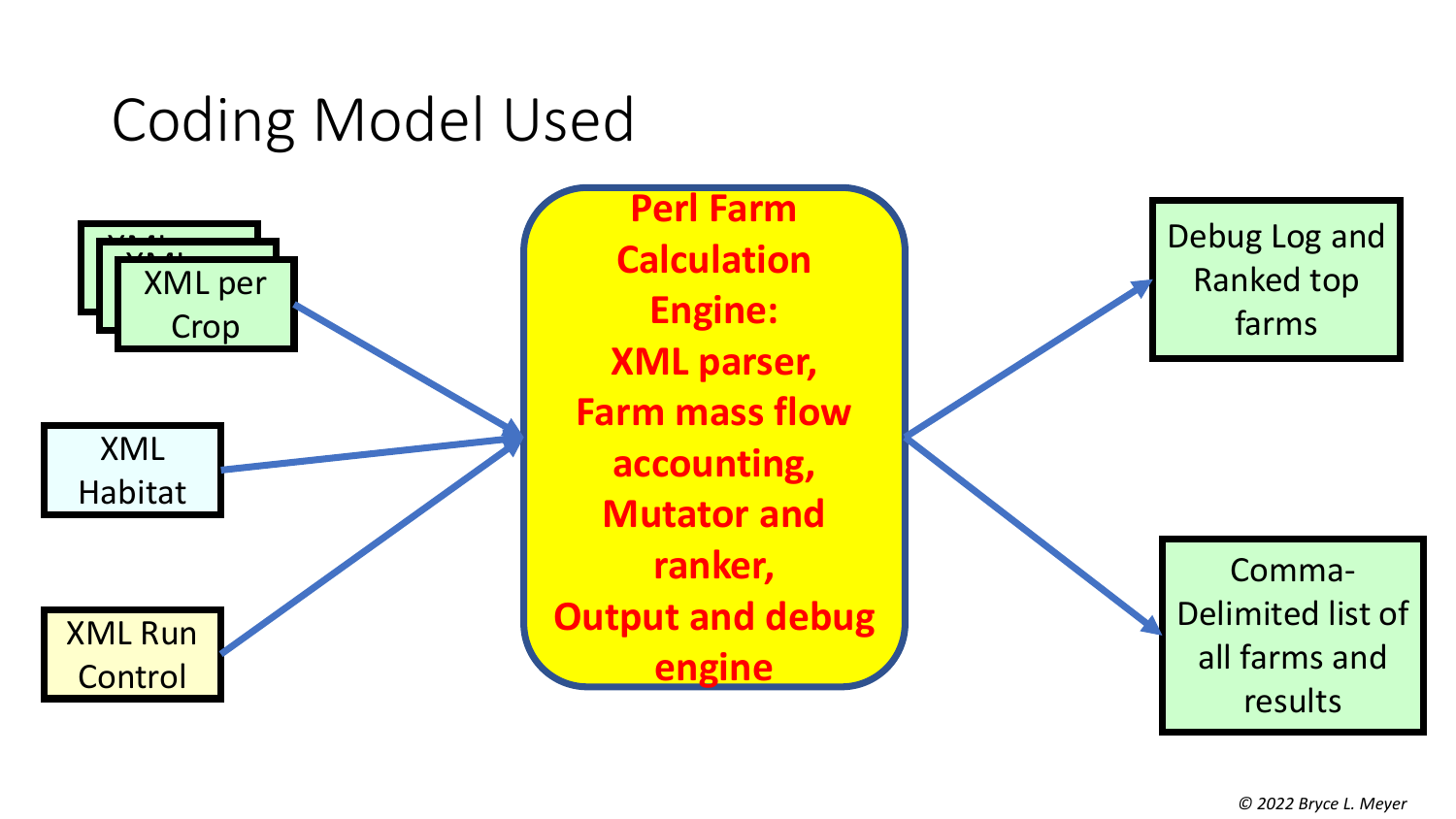# Coding Model Used

- XML per Crop
- XML Habitat
- XML Run Control

**Perl Farm Calculation Engine:**
**XML parser,**
**Farm mass flow accounting,**
**Mutator and ranker,**
**Output and debug engine**

- Debug Log and Ranked top farms
- Comma-Delimited list of all farms and results

*© 2022 Bryce L. Meyer*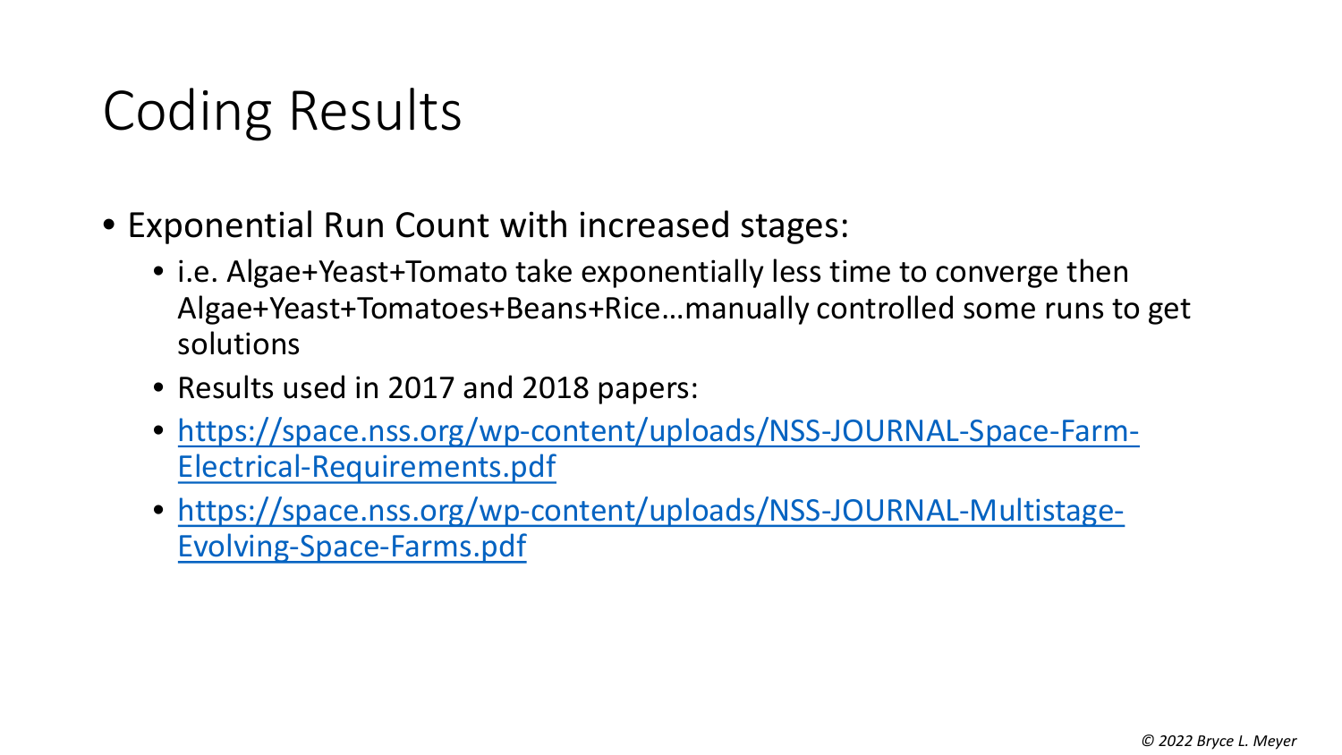# Coding Results

- Exponential Run Count with increased stages:
  - i.e. Algae+Yeast+Tomato take exponentially less time to converge then Algae+Yeast+Tomatoes+Beans+Rice…manually controlled some runs to get solutions
  - Results used in 2017 and 2018 papers:
  - [https://space.nss.org/wp-content/uploads/NSS-JOURNAL-Space-Farm-Electrical-Requirements.pdf](https://space.nss.org/wp-content/uploads/NSS-JOURNAL-Space-Farm-Electrical-Requirements.pdf)
  - [https://space.nss.org/wp-content/uploads/NSS-JOURNAL-Multistage-Evolving-Space-Farms.pdf](https://space.nss.org/wp-content/uploads/NSS-JOURNAL-Multistage-Evolving-Space-Farms.pdf)

*© 2022 Bryce L. Meyer*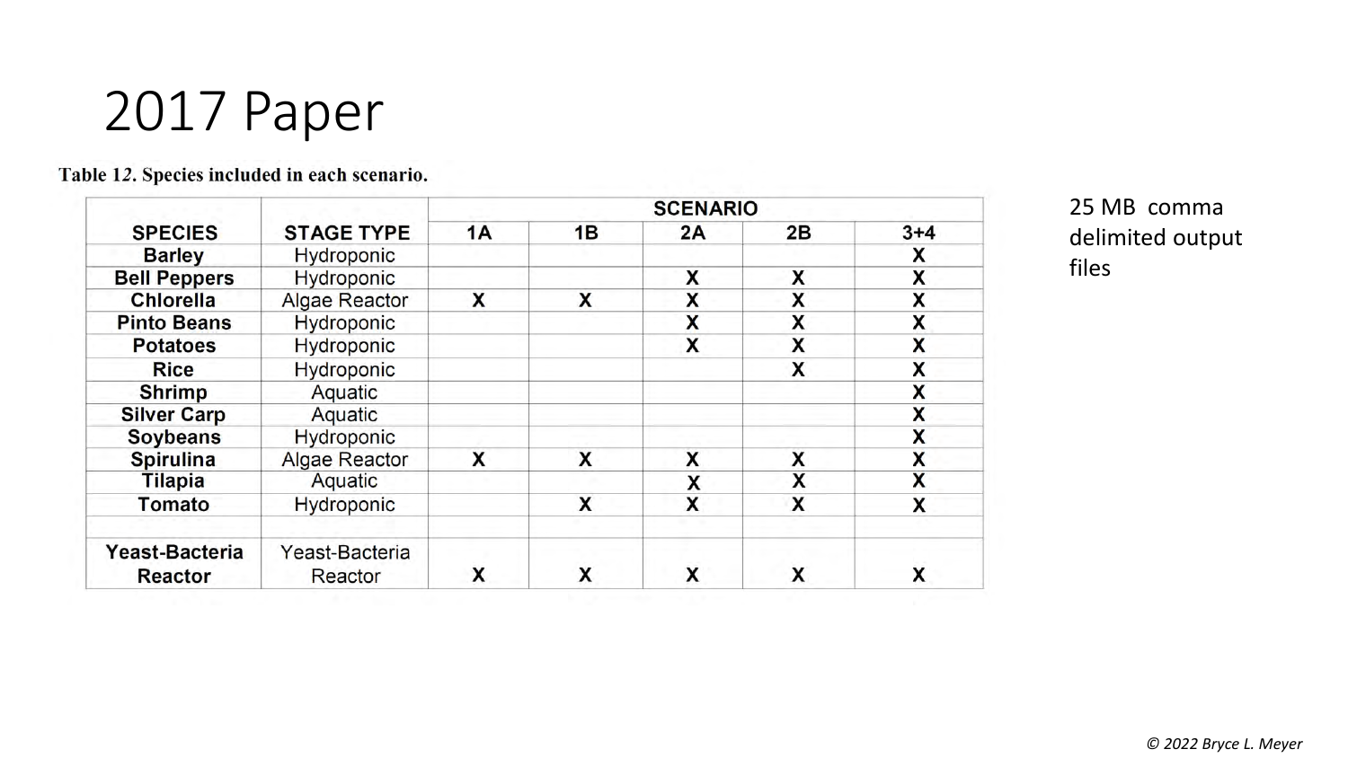# 2017 Paper

**Table 12. Species included in each scenario.**

| SPECIES | STAGE TYPE | SCENARIO | | | | |
|---|---|---|---|---|---|---|
| | | 1A | 1B | 2A | 2B | 3+4 |
| **Barley** | Hydroponic | | | | | X |
| **Bell Peppers** | Hydroponic | | | X | X | X |
| **Chlorella** | Algae Reactor | X | X | X | X | X |
| **Pinto Beans** | Hydroponic | | | X | X | X |
| **Potatoes** | Hydroponic | | | X | X | X |
| **Rice** | Hydroponic | | | | X | X |
| **Shrimp** | Aquatic | | | | | X |
| **Silver Carp** | Aquatic | | | | | X |
| **Soybeans** | Hydroponic | | | | | X |
| **Spirulina** | Algae Reactor | X | X | X | X | X |
| **Tilapia** | Aquatic | | | X | X | X |
| **Tomato** | Hydroponic | | X | X | X | X |
| | | | | | | |
| **Yeast-Bacteria Reactor** | Yeast-Bacteria Reactor | X | X | X | X | X |

25 MB comma delimited output files

*© 2022 Bryce L. Meyer*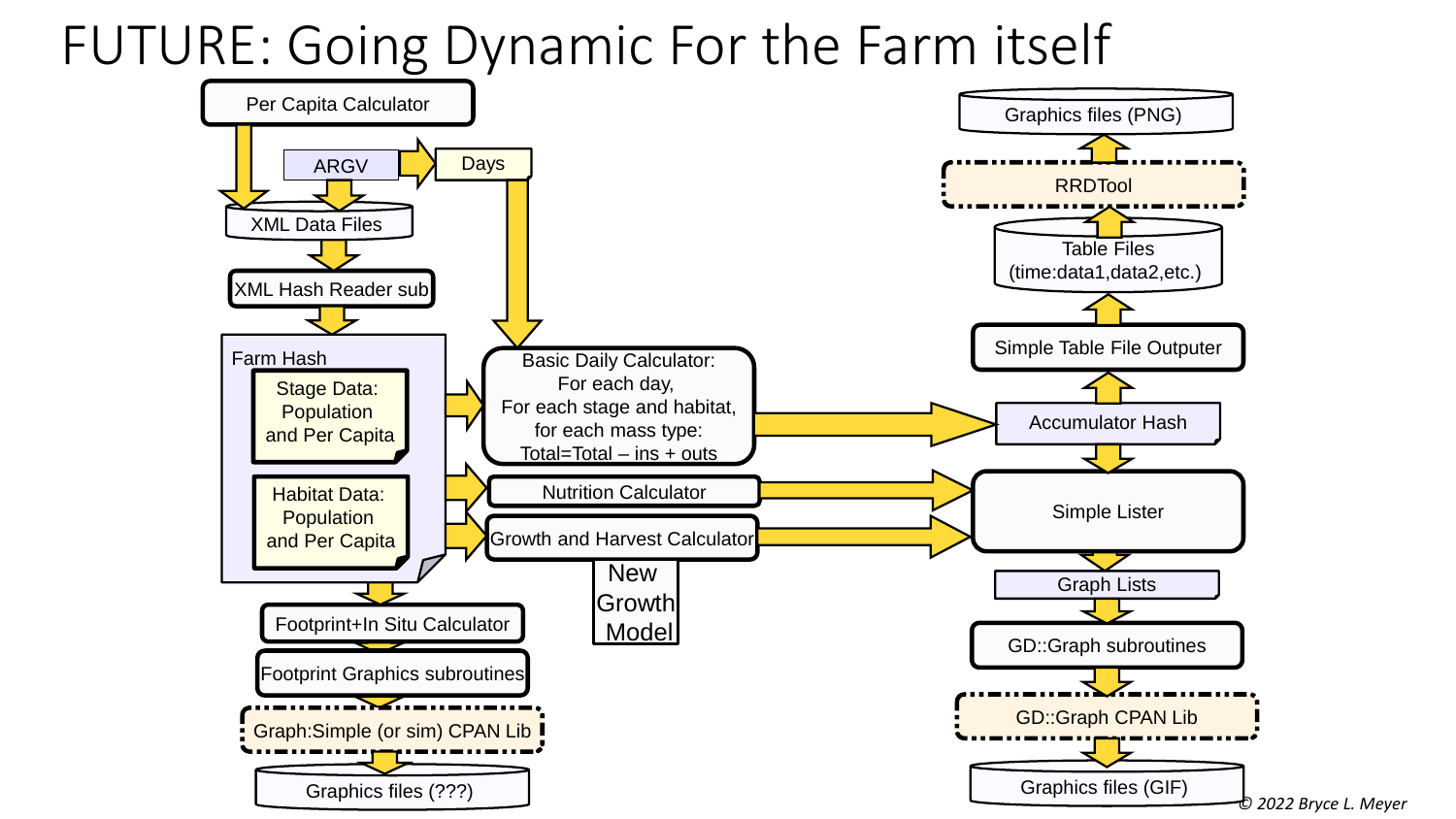# FUTURE: Going Dynamic For the Farm itself

Per Capita Calculator

ARGV

Days

XML Data Files

XML Hash Reader sub

Farm Hash

Stage Data: Population and Per Capita

Habitat Data: Population and Per Capita

Basic Daily Calculator: For each day, For each stage and habitat, for each mass type: Total=Total – ins + outs

Nutrition Calculator

Growth and Harvest Calculator

New Growth Model

Footprint+In Situ Calculator

Footprint Graphics subroutines

Graph:Simple (or sim) CPAN Lib

Graphics files (???)

Graphics files (PNG)

RRDTool

Table Files (time:data1,data2,etc.)

Simple Table File Outputer

Accumulator Hash

Simple Lister

Graph Lists

GD::Graph subroutines

GD::Graph CPAN Lib

Graphics files (GIF)

*© 2022 Bryce L. Meyer*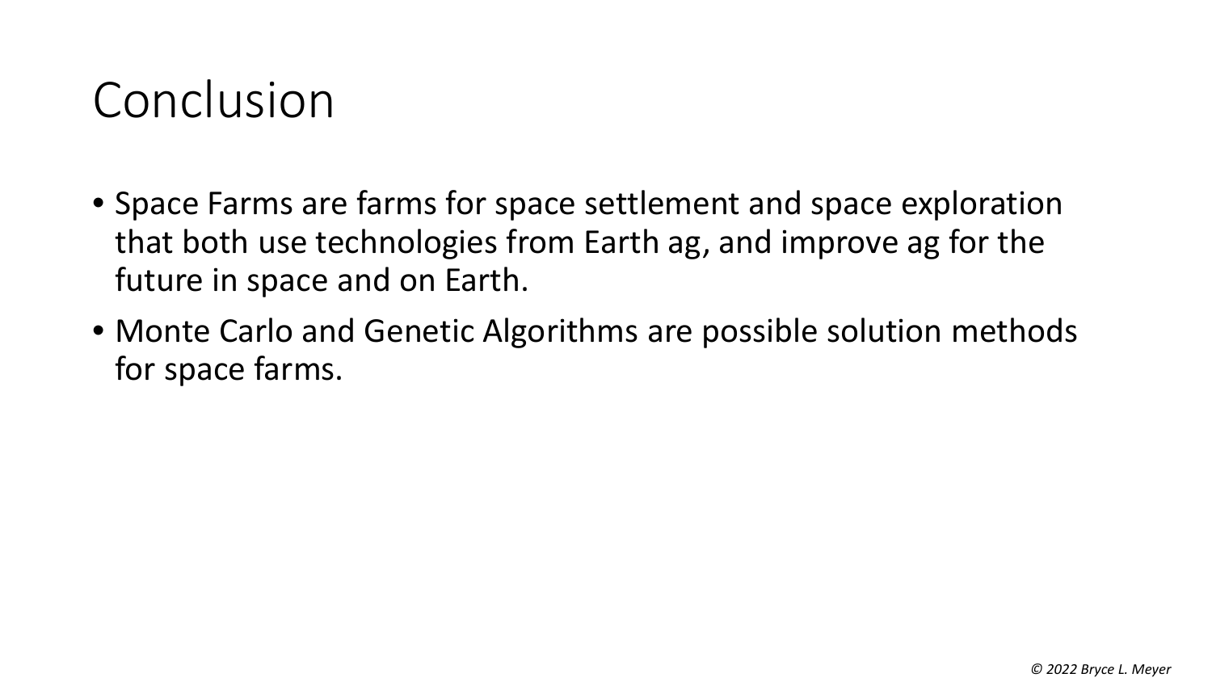# Conclusion

- Space Farms are farms for space settlement and space exploration that both use technologies from Earth ag, and improve ag for the future in space and on Earth.
- Monte Carlo and Genetic Algorithms are possible solution methods for space farms.

*© 2022 Bryce L. Meyer*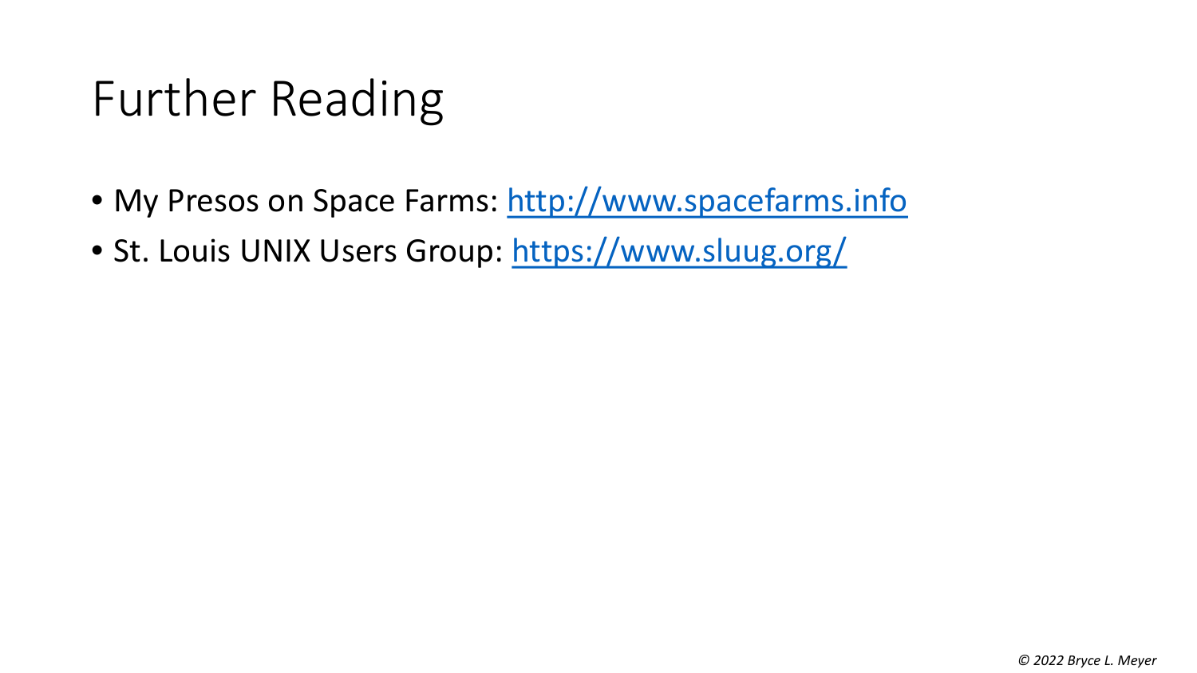# Further Reading

- My Presos on Space Farms: [http://www.spacefarms.info](http://www.spacefarms.info)
- St. Louis UNIX Users Group: [https://www.sluug.org/](https://www.sluug.org/)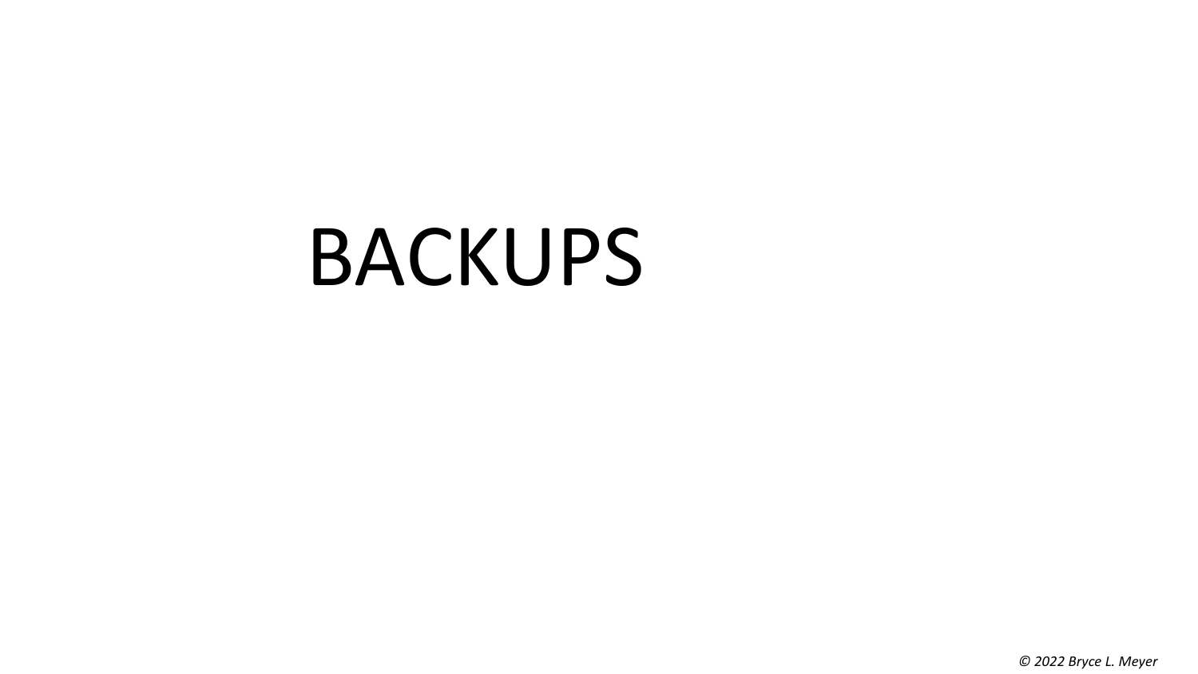# BACKUPS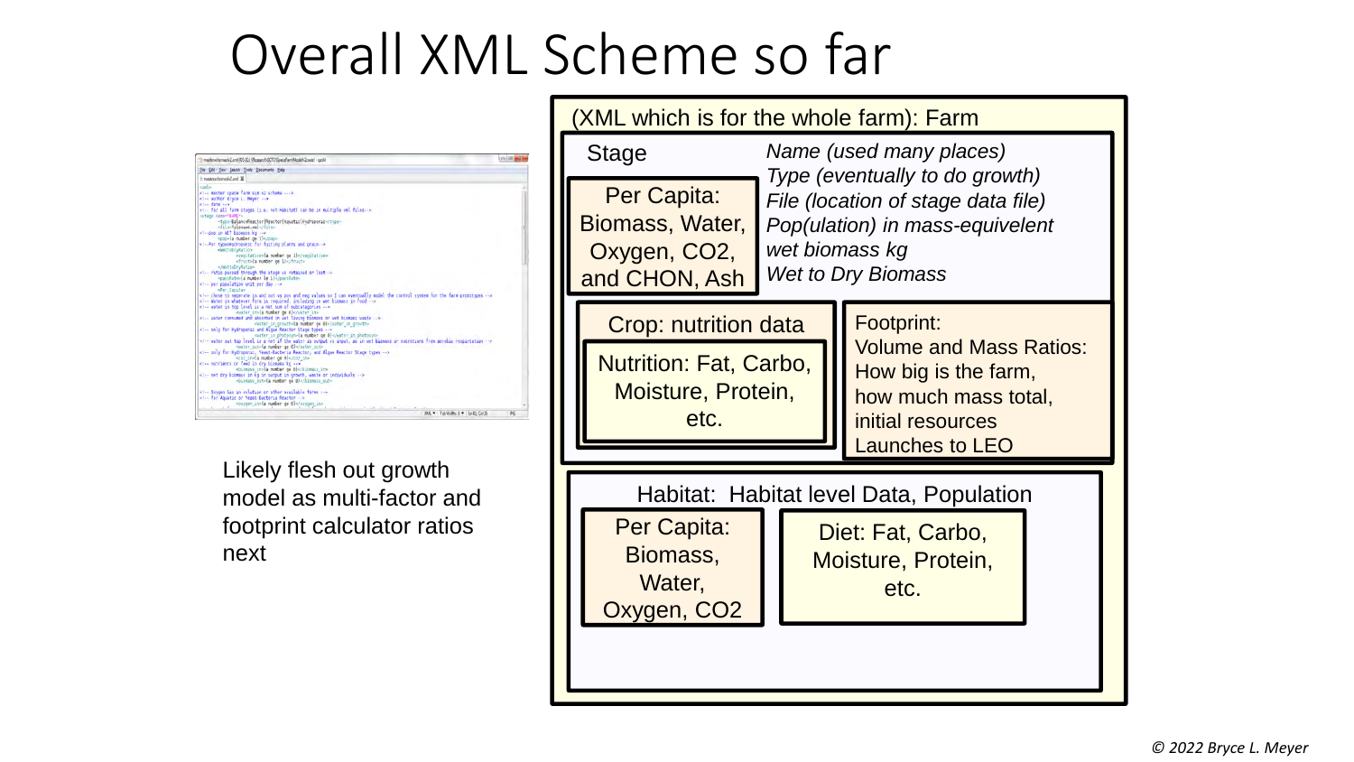# Overall XML Scheme so far

Likely flesh out growth model as multi-factor and footprint calculator ratios next

(XML which is for the whole farm): Farm

Stage

*Name (used many places)*
*Type (eventually to do growth)*
*File (location of stage data file)*
*Pop(ulation) in mass-equivelent wet biomass kg*
*Wet to Dry Biomass*

Per Capita: Biomass, Water, Oxygen, CO2, and CHON, Ash

Crop: nutrition data

Nutrition: Fat, Carbo, Moisture, Protein, etc.

Footprint:
Volume and Mass Ratios:
How big is the farm,
how much mass total,
initial resources
Launches to LEO

Habitat: Habitat level Data, Population

Per Capita: Biomass, Water, Oxygen, CO2

Diet: Fat, Carbo, Moisture, Protein, etc.

© 2022 Bryce L. Meyer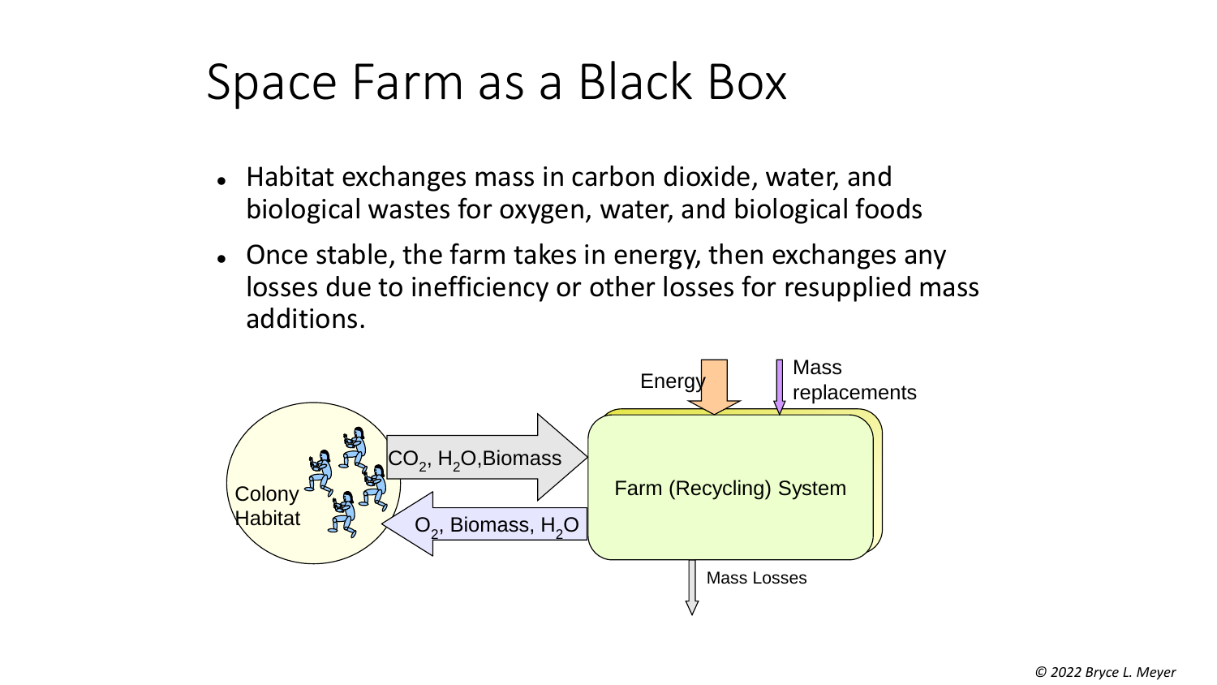# Space Farm as a Black Box

- Habitat exchanges mass in carbon dioxide, water, and biological wastes for oxygen, water, and biological foods
- Once stable, the farm takes in energy, then exchanges any losses due to inefficiency or other losses for resupplied mass additions.

Colony Habitat

$CO_2$, $H_2O$,Biomass

$O_2$, Biomass, $H_2O$

Energy

Mass replacements

Farm (Recycling) System

Mass Losses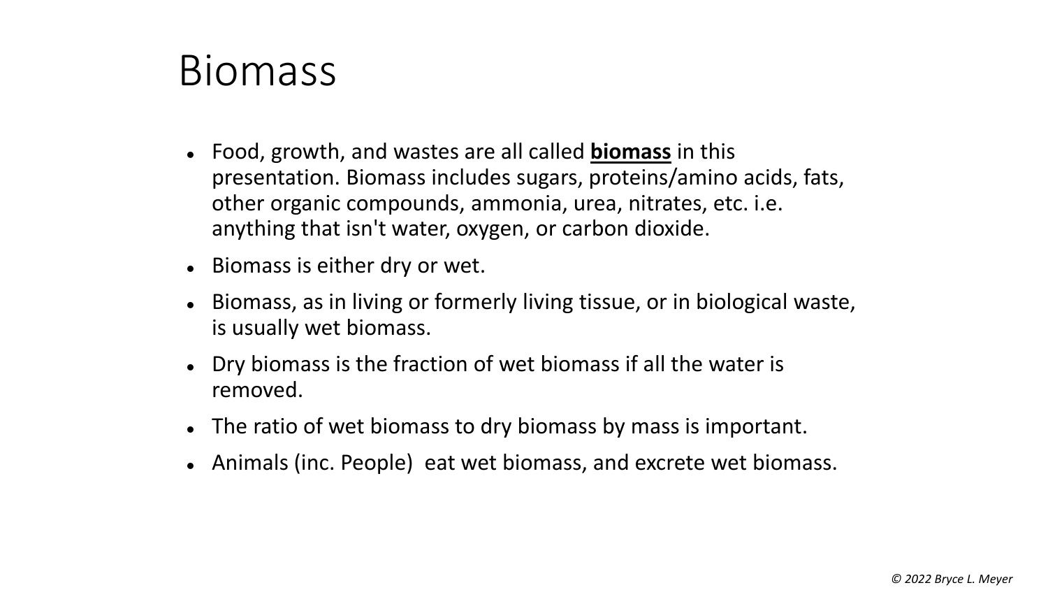# Biomass

- Food, growth, and wastes are all called <u>**biomass**</u> in this presentation. Biomass includes sugars, proteins/amino acids, fats, other organic compounds, ammonia, urea, nitrates, etc. i.e. anything that isn't water, oxygen, or carbon dioxide.
- Biomass is either dry or wet.
- Biomass, as in living or formerly living tissue, or in biological waste, is usually wet biomass.
- Dry biomass is the fraction of wet biomass if all the water is removed.
- The ratio of wet biomass to dry biomass by mass is important.
- Animals (inc. People) eat wet biomass, and excrete wet biomass.

*© 2022 Bryce L. Meyer*